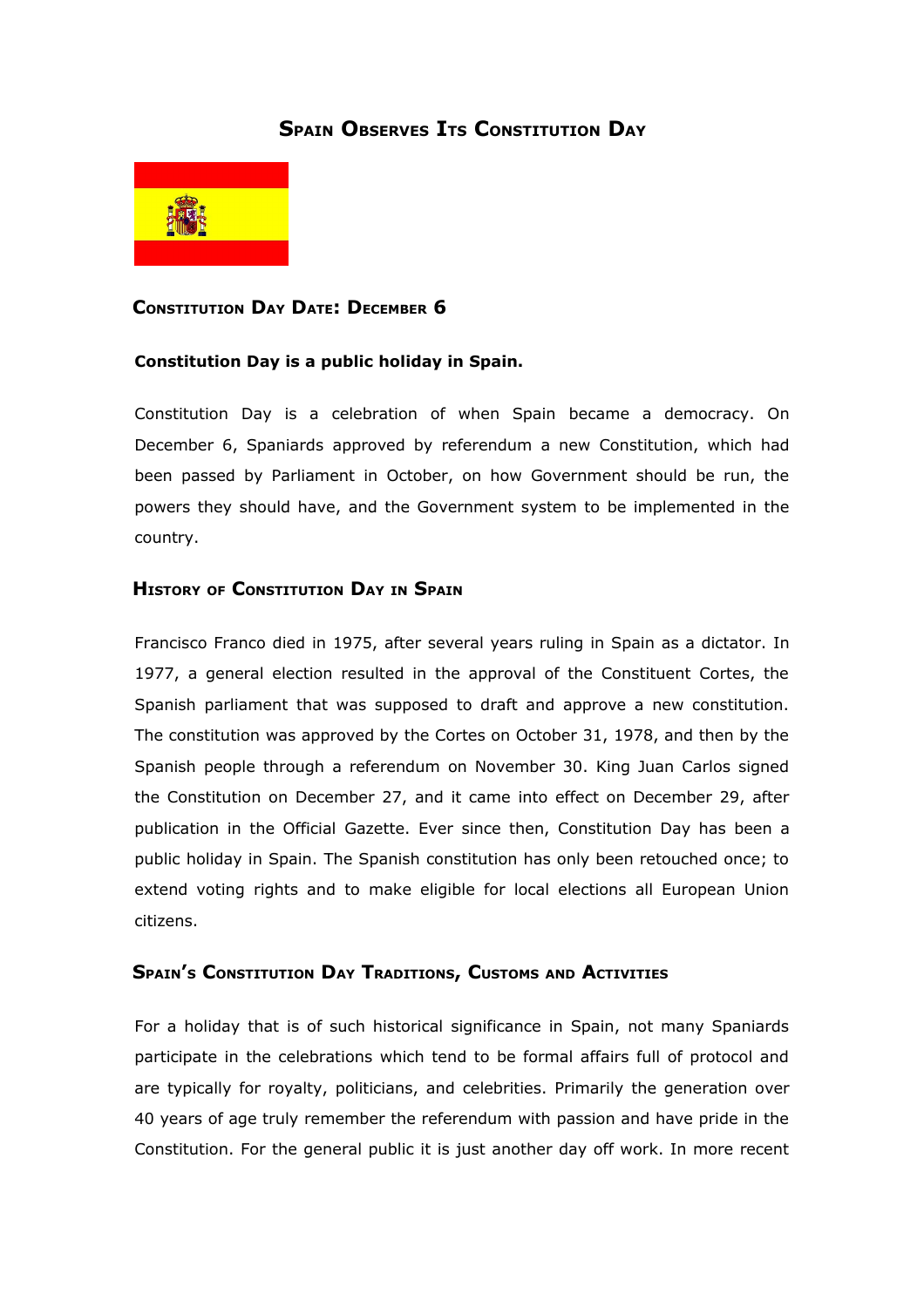# Spain Observes Its Constitution Day

## Constitution Day Date: December 6

**Constitution Day is a public holiday in Spain.**

Constitution Day is a celebration of when Spain became a democracy. On December 6, Spaniards approved by referendum a new Constitution, which had been passed by Parliament in October, on how Government should be run, the powers they should have, and the Government system to be implemented in the country.

## History of Constitution Day in Spain

Francisco Franco died in 1975, after several years ruling in Spain as a dictator. In 1977, a general election resulted in the approval of the Constituent Cortes, the Spanish parliament that was supposed to draft and approve a new constitution. The constitution was approved by the Cortes on October 31, 1978, and then by the Spanish people through a referendum on November 30. King Juan Carlos signed the Constitution on December 27, and it came into effect on December 29, after publication in the Official Gazette. Ever since then, Constitution Day has been a public holiday in Spain. The Spanish constitution has only been retouched once; to extend voting rights and to make eligible for local elections all European Union citizens.

## Spain's Constitution Day Traditions, Customs and Activities

For a holiday that is of such historical significance in Spain, not many Spaniards participate in the celebrations which tend to be formal affairs full of protocol and are typically for royalty, politicians, and celebrities. Primarily the generation over 40 years of age truly remember the referendum with passion and have pride in the Constitution. For the general public it is just another day off work. In more recent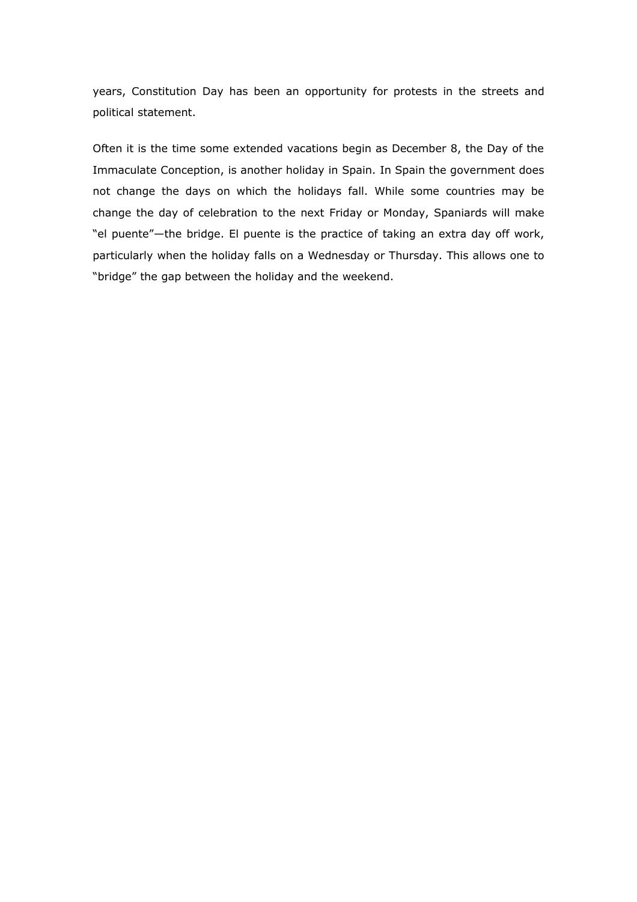years, Constitution Day has been an opportunity for protests in the streets and political statement.

Often it is the time some extended vacations begin as December 8, the Day of the Immaculate Conception, is another holiday in Spain. In Spain the government does not change the days on which the holidays fall. While some countries may be change the day of celebration to the next Friday or Monday, Spaniards will make "el puente"—the bridge. El puente is the practice of taking an extra day off work, particularly when the holiday falls on a Wednesday or Thursday. This allows one to "bridge" the gap between the holiday and the weekend.